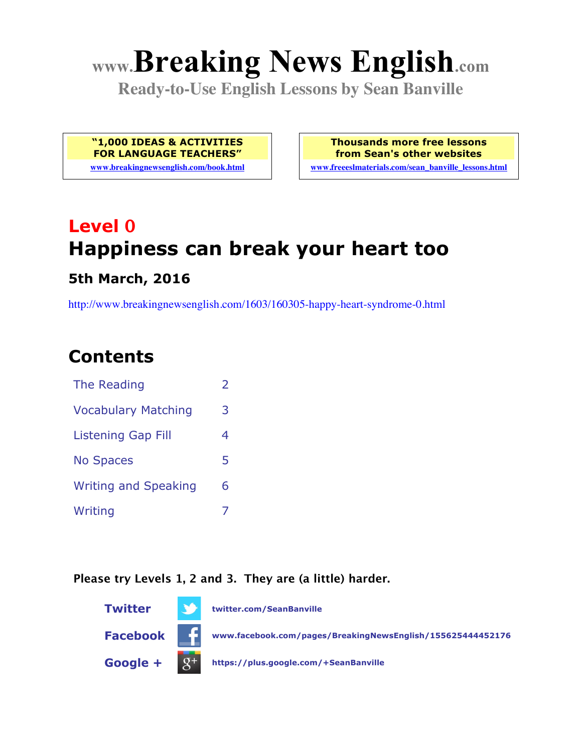# www.Breaking News English.com

**Ready-to-Use English Lessons by Sean Banville**

**"1,000 IDEAS & ACTIVITIES FOR LANGUAGE TEACHERS"**
www.breakingnewsenglish.com/book.html

**Thousands more free lessons from Sean's other websites**
www.freeeslmaterials.com/sean_banville_lessons.html

## Level 0

## Happiness can break your heart too

### 5th March, 2016

http://www.breakingnewsenglish.com/1603/160305-happy-heart-syndrome-0.html

## Contents

| | |
|---|---|
| The Reading | 2 |
| Vocabulary Matching | 3 |
| Listening Gap Fill | 4 |
| No Spaces | 5 |
| Writing and Speaking | 6 |
| Writing | 7 |

**Please try Levels 1, 2 and 3. They are (a little) harder.**

**Twitter** twitter.com/SeanBanville

**Facebook** www.facebook.com/pages/BreakingNewsEnglish/155625444452176

**Google +** https://plus.google.com/+SeanBanville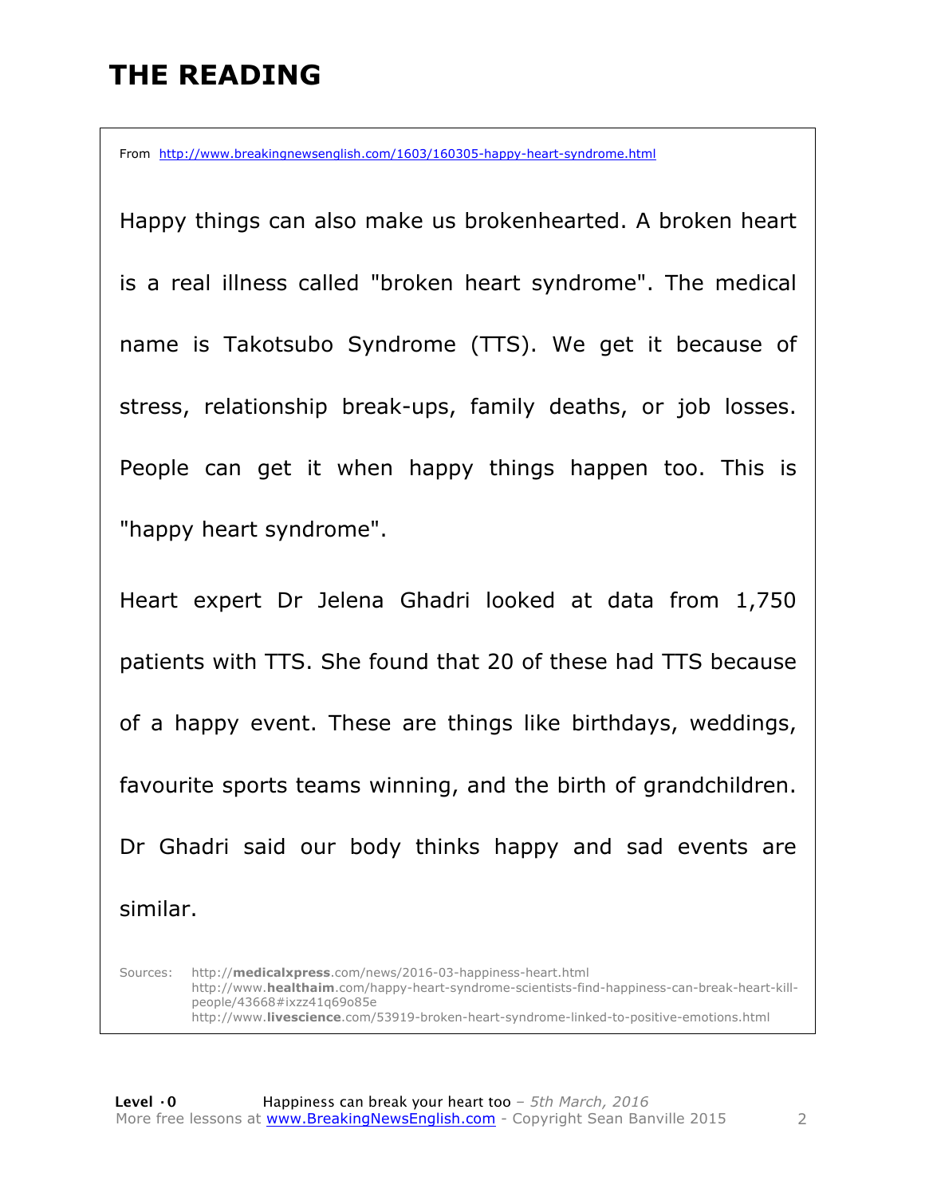# THE READING

From http://www.breakingnewsenglish.com/1603/160305-happy-heart-syndrome.html

Happy things can also make us brokenhearted. A broken heart is a real illness called "broken heart syndrome". The medical name is Takotsubo Syndrome (TTS). We get it because of stress, relationship break-ups, family deaths, or job losses. People can get it when happy things happen too. This is "happy heart syndrome".

Heart expert Dr Jelena Ghadri looked at data from 1,750 patients with TTS. She found that 20 of these had TTS because of a happy event. These are things like birthdays, weddings, favourite sports teams winning, and the birth of grandchildren. Dr Ghadri said our body thinks happy and sad events are similar.

Sources:
http://**medicalxpress**.com/news/2016-03-happiness-heart.html
http://www.**healthaim**.com/happy-heart-syndrome-scientists-find-happiness-can-break-heart-kill-people/43668#ixzz41q69o85e
http://www.**livescience**.com/53919-broken-heart-syndrome-linked-to-positive-emotions.html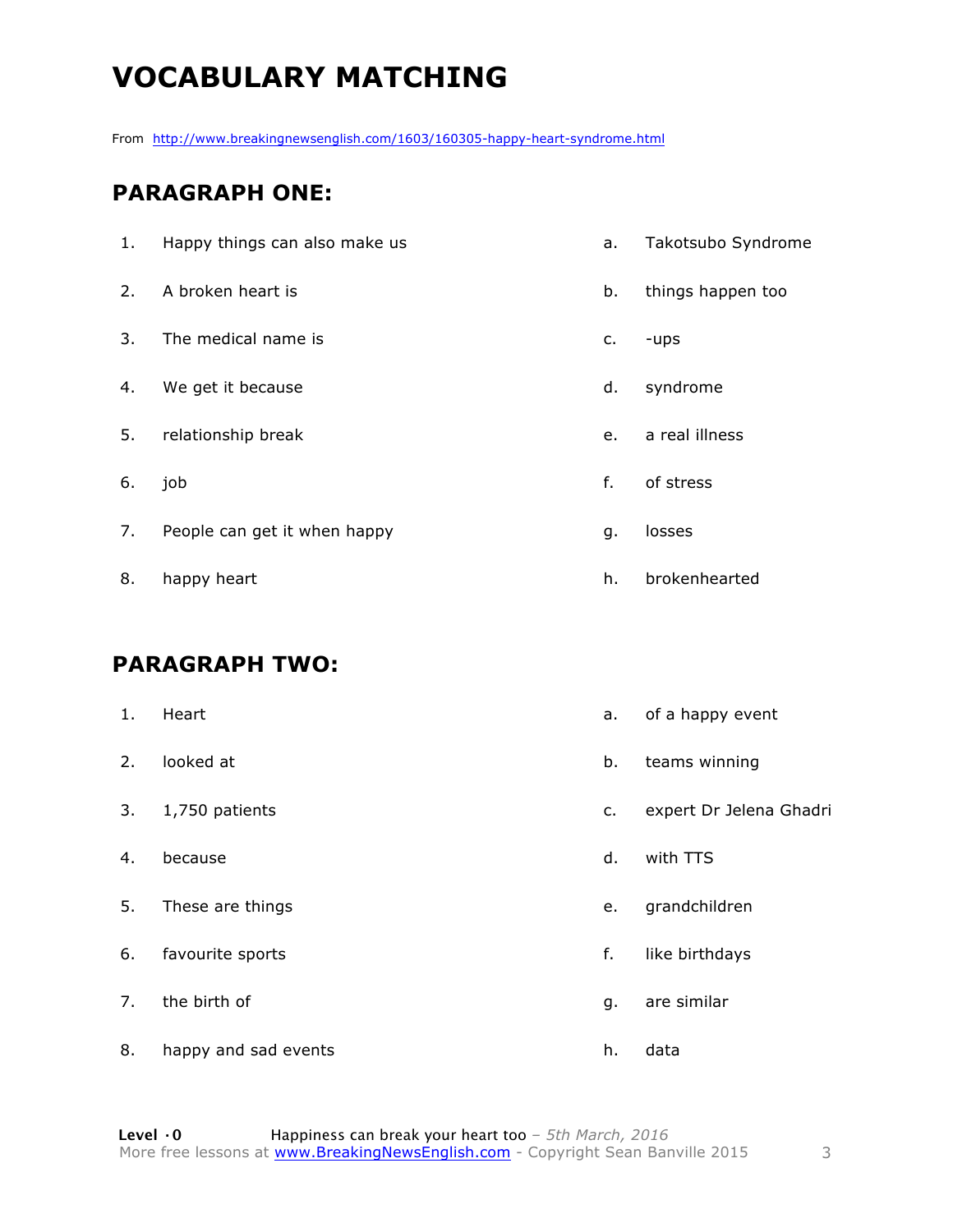# VOCABULARY MATCHING

From http://www.breakingnewsenglish.com/1603/160305-happy-heart-syndrome.html

## PARAGRAPH ONE:

| | | | |
|---|---|---|---|
| 1. | Happy things can also make us | a. | Takotsubo Syndrome |
| 2. | A broken heart is | b. | things happen too |
| 3. | The medical name is | c. | -ups |
| 4. | We get it because | d. | syndrome |
| 5. | relationship break | e. | a real illness |
| 6. | job | f. | of stress |
| 7. | People can get it when happy | g. | losses |
| 8. | happy heart | h. | brokenhearted |

## PARAGRAPH TWO:

| | | | |
|---|---|---|---|
| 1. | Heart | a. | of a happy event |
| 2. | looked at | b. | teams winning |
| 3. | 1,750 patients | c. | expert Dr Jelena Ghadri |
| 4. | because | d. | with TTS |
| 5. | These are things | e. | grandchildren |
| 6. | favourite sports | f. | like birthdays |
| 7. | the birth of | g. | are similar |
| 8. | happy and sad events | h. | data |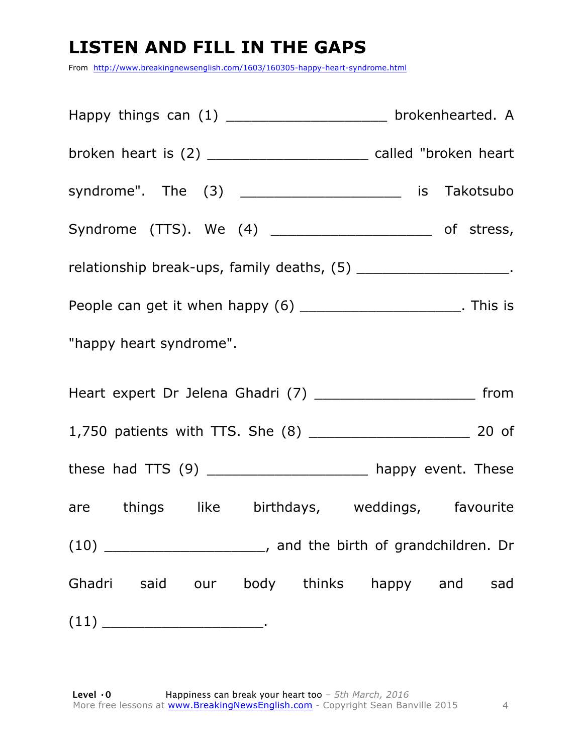# LISTEN AND FILL IN THE GAPS

From http://www.breakingnewsenglish.com/1603/160305-happy-heart-syndrome.html

Happy things can (1) ___________________ brokenhearted. A broken heart is (2) ___________________ called "broken heart syndrome". The (3) ___________________ is Takotsubo Syndrome (TTS). We (4) ___________________ of stress, relationship break-ups, family deaths, (5) ___________________. People can get it when happy (6) ___________________. This is "happy heart syndrome".

Heart expert Dr Jelena Ghadri (7) ___________________ from 1,750 patients with TTS. She (8) ___________________ 20 of these had TTS (9) ___________________ happy event. These are things like birthdays, weddings, favourite (10) ___________________, and the birth of grandchildren. Dr Ghadri said our body thinks happy and sad (11) ___________________.

**Level · 0** Happiness can break your heart too – *5th March, 2016*
More free lessons at www.BreakingNewsEnglish.com - Copyright Sean Banville 2015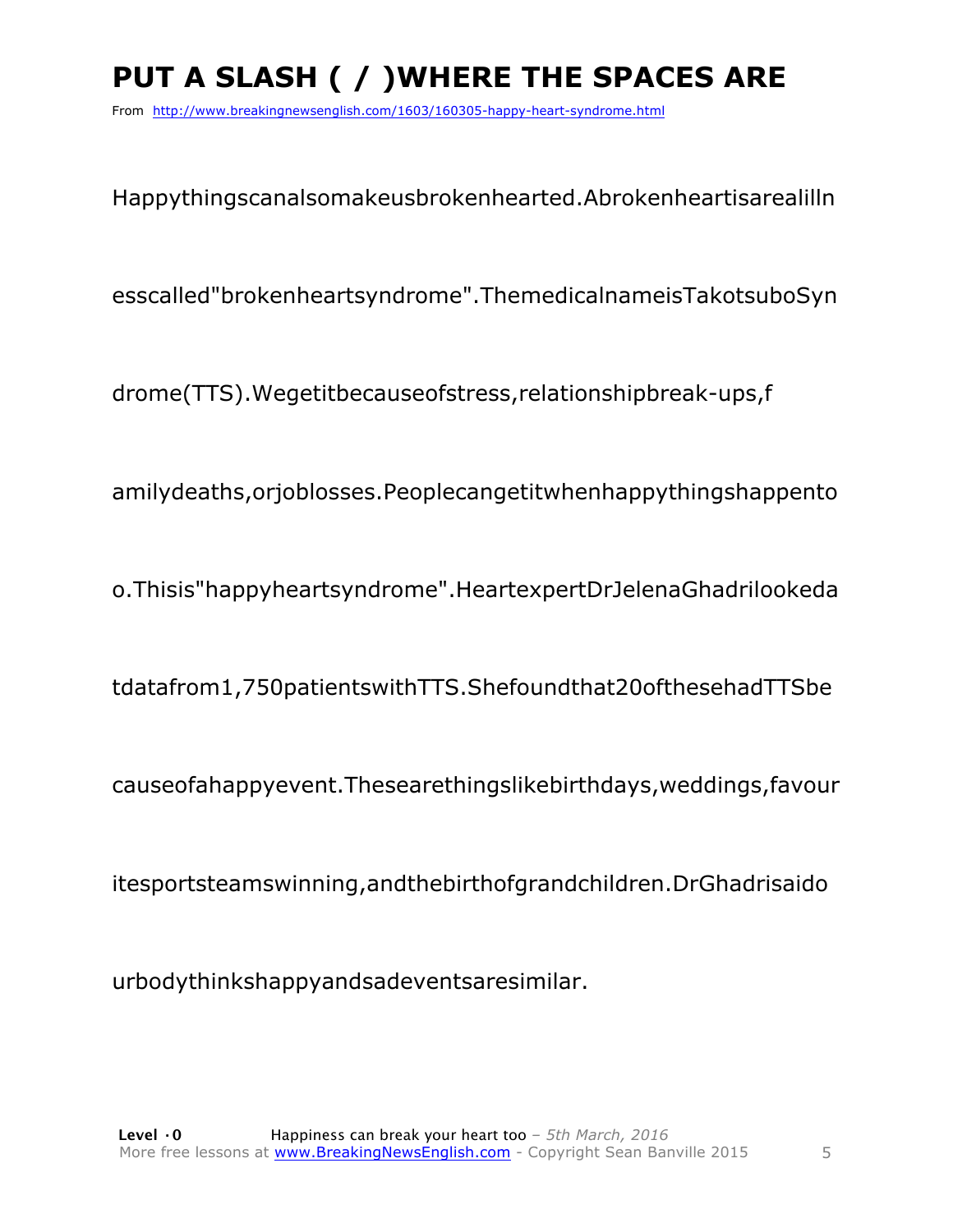# PUT A SLASH ( / )WHERE THE SPACES ARE

From http://www.breakingnewsenglish.com/1603/160305-happy-heart-syndrome.html

Happythingscanalsomakeusbrokenhearted.Abrokenheartisarealilln

esscalled"brokenheartsyndrome".ThemedicalnameisTakotsuboSyn

drome(TTS).Wegetitbecauseofstress,relationshipbreak-ups,f

amilydeaths,orjoblosses.Peoplecangetitwhenhappythingshappento

o.Thisis"happyheartsyndrome".HeartexpertDrJelenaGhadrilookeda

tdatafrom1,750patientswithTTS.Shefoundthat20ofthesehadTTSbe

causeofahappyevent.Thesearethingslikebirthdays,weddings,favour

itesportsteamswinning,andthebirthofgrandchildren.DrGhadrisaido

urbodythinkshappyandsadeventsaresimilar.

**Level ·0** Happiness can break your heart too – *5th March, 2016*
More free lessons at www.BreakingNewsEnglish.com - Copyright Sean Banville 2015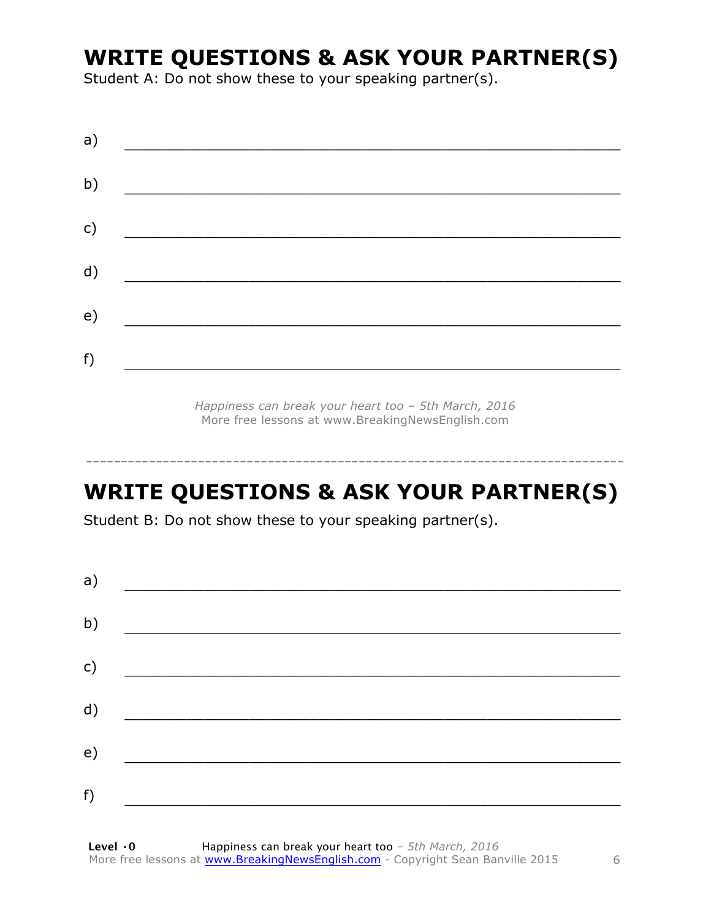## WRITE QUESTIONS & ASK YOUR PARTNER(S)

Student A: Do not show these to your speaking partner(s).

a) ___________________________________________________________

b) ___________________________________________________________

c) ___________________________________________________________

d) ___________________________________________________________

e) ___________________________________________________________

f) ___________________________________________________________

*Happiness can break your heart too – 5th March, 2016*
More free lessons at www.BreakingNewsEnglish.com

---

## WRITE QUESTIONS & ASK YOUR PARTNER(S)

Student B: Do not show these to your speaking partner(s).

a) ___________________________________________________________

b) ___________________________________________________________

c) ___________________________________________________________

d) ___________________________________________________________

e) ___________________________________________________________

f) ___________________________________________________________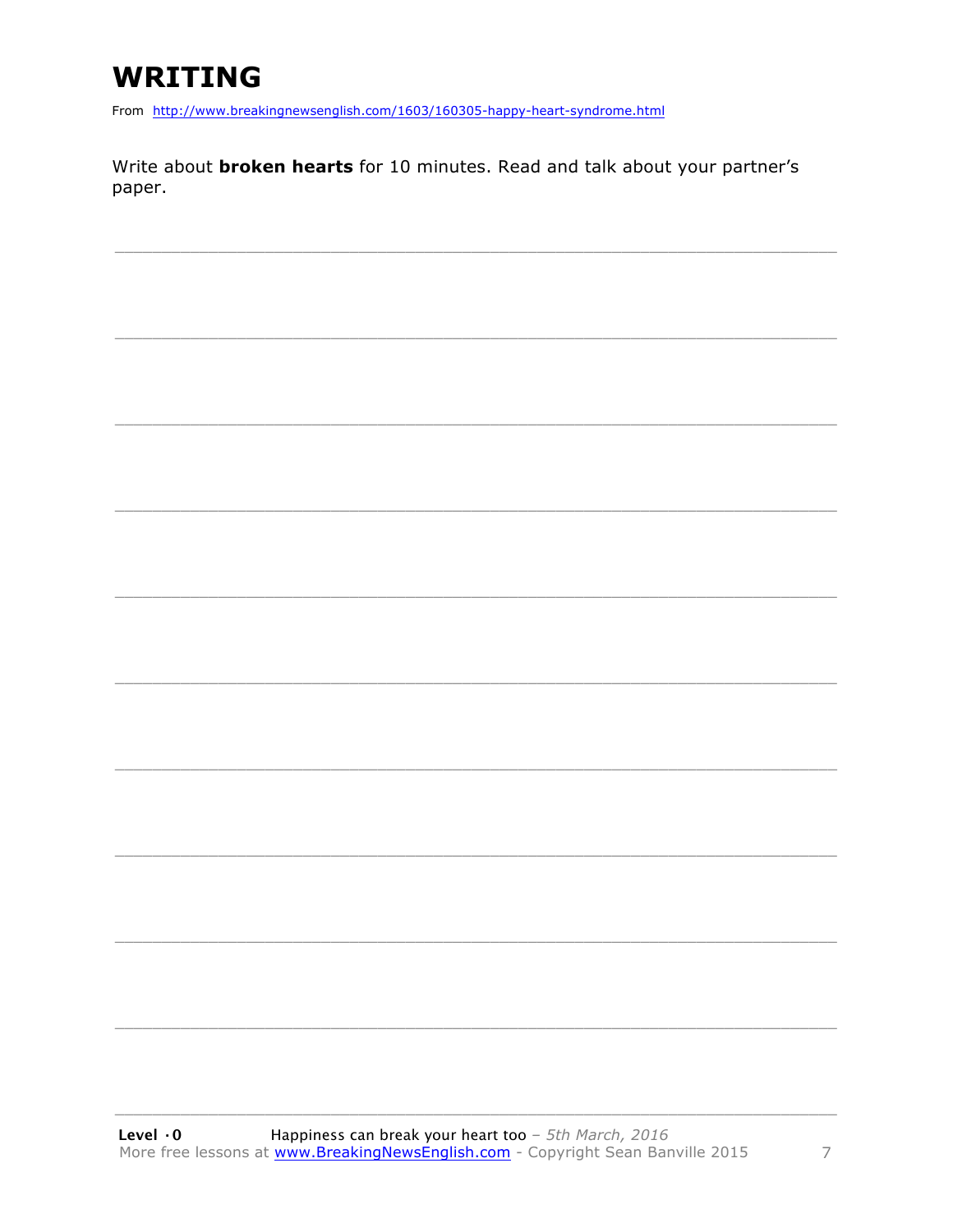# WRITING

From http://www.breakingnewsenglish.com/1603/160305-happy-heart-syndrome.html

Write about **broken hearts** for 10 minutes. Read and talk about your partner's paper.

___________________________________________________________________________

___________________________________________________________________________

___________________________________________________________________________

___________________________________________________________________________

___________________________________________________________________________

___________________________________________________________________________

___________________________________________________________________________

___________________________________________________________________________

___________________________________________________________________________

___________________________________________________________________________

___________________________________________________________________________